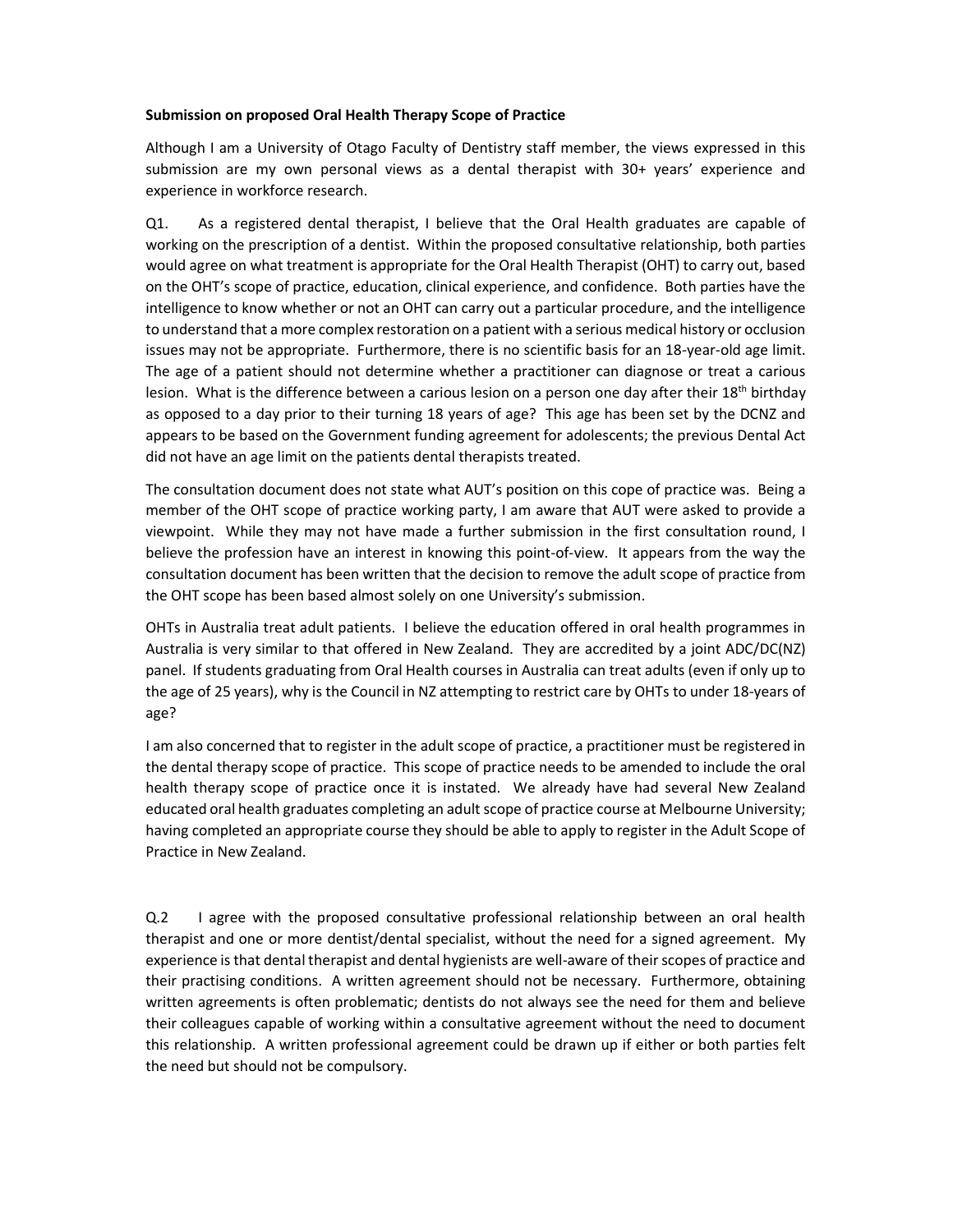**Submission on proposed Oral Health Therapy Scope of Practice**

Although I am a University of Otago Faculty of Dentistry staff member, the views expressed in this submission are my own personal views as a dental therapist with 30+ years' experience and experience in workforce research.

Q1. As a registered dental therapist, I believe that the Oral Health graduates are capable of working on the prescription of a dentist. Within the proposed consultative relationship, both parties would agree on what treatment is appropriate for the Oral Health Therapist (OHT) to carry out, based on the OHT's scope of practice, education, clinical experience, and confidence. Both parties have the intelligence to know whether or not an OHT can carry out a particular procedure, and the intelligence to understand that a more complex restoration on a patient with a serious medical history or occlusion issues may not be appropriate. Furthermore, there is no scientific basis for an 18-year-old age limit. The age of a patient should not determine whether a practitioner can diagnose or treat a carious lesion. What is the difference between a carious lesion on a person one day after their 18th birthday as opposed to a day prior to their turning 18 years of age? This age has been set by the DCNZ and appears to be based on the Government funding agreement for adolescents; the previous Dental Act did not have an age limit on the patients dental therapists treated.

The consultation document does not state what AUT's position on this cope of practice was. Being a member of the OHT scope of practice working party, I am aware that AUT were asked to provide a viewpoint. While they may not have made a further submission in the first consultation round, I believe the profession have an interest in knowing this point-of-view. It appears from the way the consultation document has been written that the decision to remove the adult scope of practice from the OHT scope has been based almost solely on one University's submission.

OHTs in Australia treat adult patients. I believe the education offered in oral health programmes in Australia is very similar to that offered in New Zealand. They are accredited by a joint ADC/DC(NZ) panel. If students graduating from Oral Health courses in Australia can treat adults (even if only up to the age of 25 years), why is the Council in NZ attempting to restrict care by OHTs to under 18-years of age?

I am also concerned that to register in the adult scope of practice, a practitioner must be registered in the dental therapy scope of practice. This scope of practice needs to be amended to include the oral health therapy scope of practice once it is instated. We already have had several New Zealand educated oral health graduates completing an adult scope of practice course at Melbourne University; having completed an appropriate course they should be able to apply to register in the Adult Scope of Practice in New Zealand.

Q.2 I agree with the proposed consultative professional relationship between an oral health therapist and one or more dentist/dental specialist, without the need for a signed agreement. My experience is that dental therapist and dental hygienists are well-aware of their scopes of practice and their practising conditions. A written agreement should not be necessary. Furthermore, obtaining written agreements is often problematic; dentists do not always see the need for them and believe their colleagues capable of working within a consultative agreement without the need to document this relationship. A written professional agreement could be drawn up if either or both parties felt the need but should not be compulsory.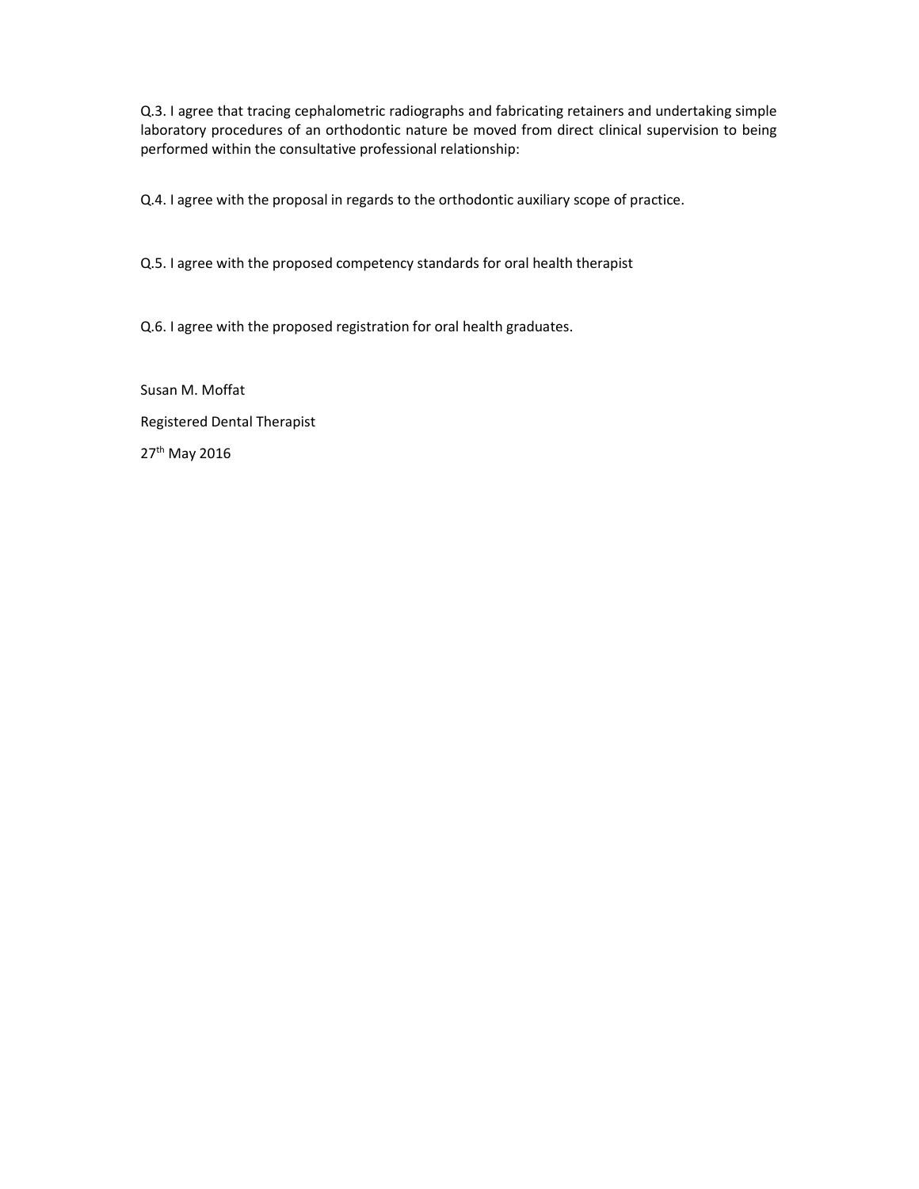Q.3. I agree that tracing cephalometric radiographs and fabricating retainers and undertaking simple laboratory procedures of an orthodontic nature be moved from direct clinical supervision to being performed within the consultative professional relationship:

Q.4. I agree with the proposal in regards to the orthodontic auxiliary scope of practice.

Q.5. I agree with the proposed competency standards for oral health therapist

Q.6. I agree with the proposed registration for oral health graduates.

Susan M. Moffat

Registered Dental Therapist

27th May 2016